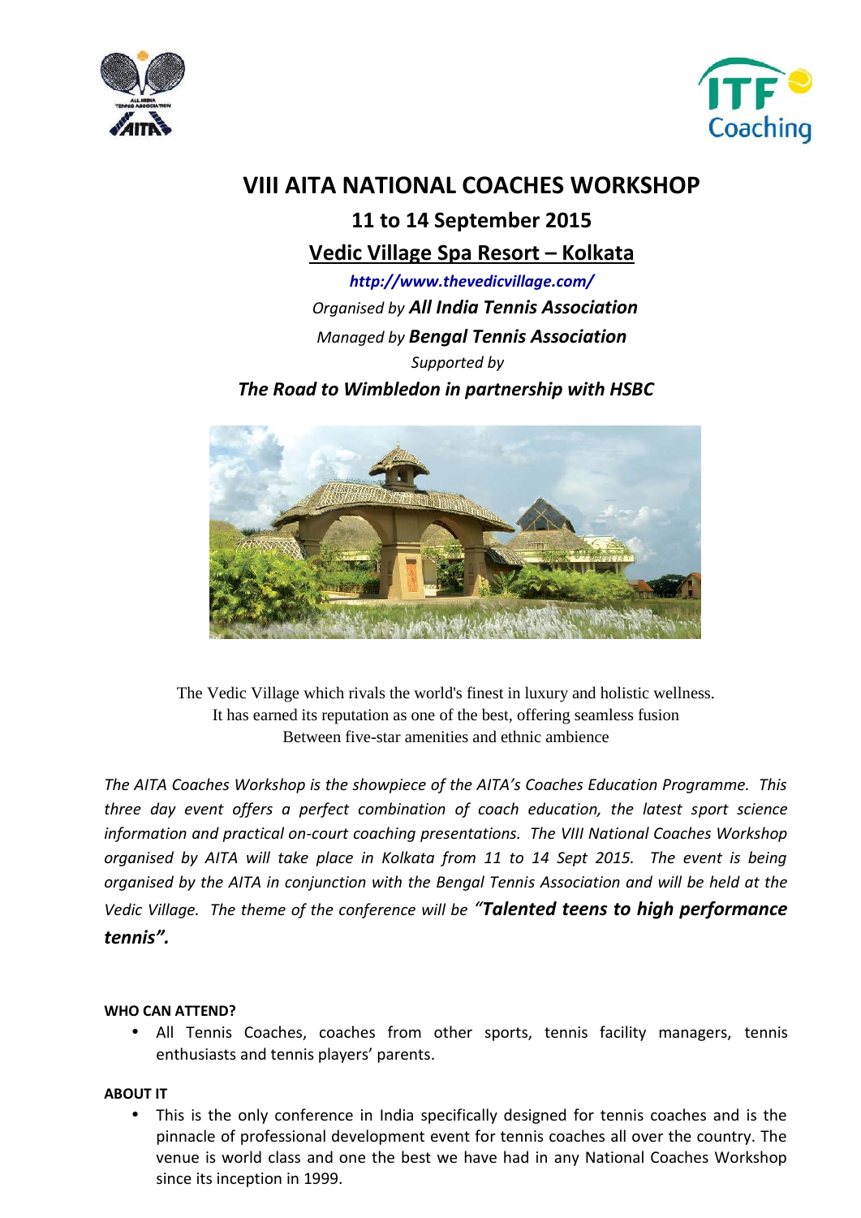# VIII AITA NATIONAL COACHES WORKSHOP

## 11 to 14 September 2015

## Vedic Village Spa Resort – Kolkata

***http://www.thevedicvillage.com/***

*Organised by* ***All India Tennis Association***

*Managed by* ***Bengal Tennis Association***

*Supported by*

***The Road to Wimbledon in partnership with HSBC***

The Vedic Village which rivals the world's finest in luxury and holistic wellness. It has earned its reputation as one of the best, offering seamless fusion Between five-star amenities and ethnic ambience

*The AITA Coaches Workshop is the showpiece of the AITA's Coaches Education Programme. This three day event offers a perfect combination of coach education, the latest sport science information and practical on-court coaching presentations. The VIII National Coaches Workshop organised by AITA will take place in Kolkata from 11 to 14 Sept 2015. The event is being organised by the AITA in conjunction with the Bengal Tennis Association and will be held at the Vedic Village. The theme of the conference will be* ***"Talented teens to high performance tennis".***

**WHO CAN ATTEND?**

- All Tennis Coaches, coaches from other sports, tennis facility managers, tennis enthusiasts and tennis players' parents.

**ABOUT IT**

- This is the only conference in India specifically designed for tennis coaches and is the pinnacle of professional development event for tennis coaches all over the country. The venue is world class and one the best we have had in any National Coaches Workshop since its inception in 1999.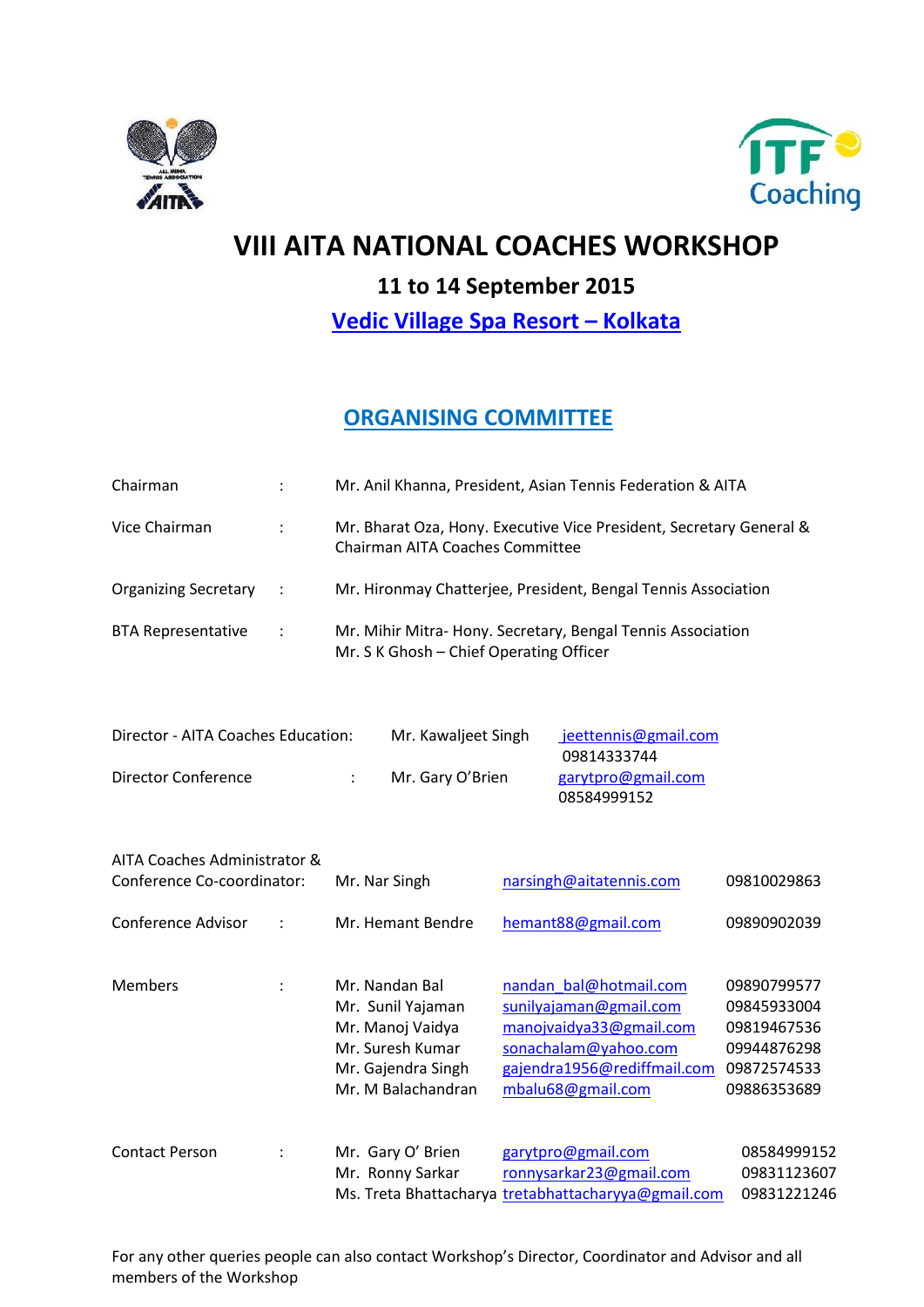# VIII AITA NATIONAL COACHES WORKSHOP

## 11 to 14 September 2015

## Vedic Village Spa Resort – Kolkata

## ORGANISING COMMITTEE

| | | |
|---|---|---|
| Chairman | : | Mr. Anil Khanna, President, Asian Tennis Federation & AITA |
| Vice Chairman | : | Mr. Bharat Oza, Hony. Executive Vice President, Secretary General & Chairman AITA Coaches Committee |
| Organizing Secretary | : | Mr. Hironmay Chatterjee, President, Bengal Tennis Association |
| BTA Representative | : | Mr. Mihir Mitra- Hony. Secretary, Bengal Tennis Association<br>Mr. S K Ghosh – Chief Operating Officer |

| | | | |
|---|---|---|---|
| Director - AITA Coaches Education: | Mr. Kawaljeet Singh | jeettennis@gmail.com<br>09814333744 | |
| Director Conference : | Mr. Gary O'Brien | garytpro@gmail.com<br>08584999152 | |
| AITA Coaches Administrator & Conference Co-coordinator: | Mr. Nar Singh | narsingh@aitatennis.com | 09810029863 |
| Conference Advisor : | Mr. Hemant Bendre | hemant88@gmail.com | 09890902039 |
| Members : | Mr. Nandan Bal | nandan_bal@hotmail.com | 09890799577 |
| | Mr. Sunil Yajaman | sunilyajaman@gmail.com | 09845933004 |
| | Mr. Manoj Vaidya | manojvaidya33@gmail.com | 09819467536 |
| | Mr. Suresh Kumar | sonachalam@yahoo.com | 09944876298 |
| | Mr. Gajendra Singh | gajendra1956@rediffmail.com | 09872574533 |
| | Mr. M Balachandran | mbalu68@gmail.com | 09886353689 |
| Contact Person : | Mr. Gary O' Brien | garytpro@gmail.com | 08584999152 |
| | Mr. Ronny Sarkar | ronnysarkar23@gmail.com | 09831123607 |
| | Ms. Treta Bhattacharya | tretabhattacharyya@gmail.com | 09831221246 |

For any other queries people can also contact Workshop's Director, Coordinator and Advisor and all members of the Workshop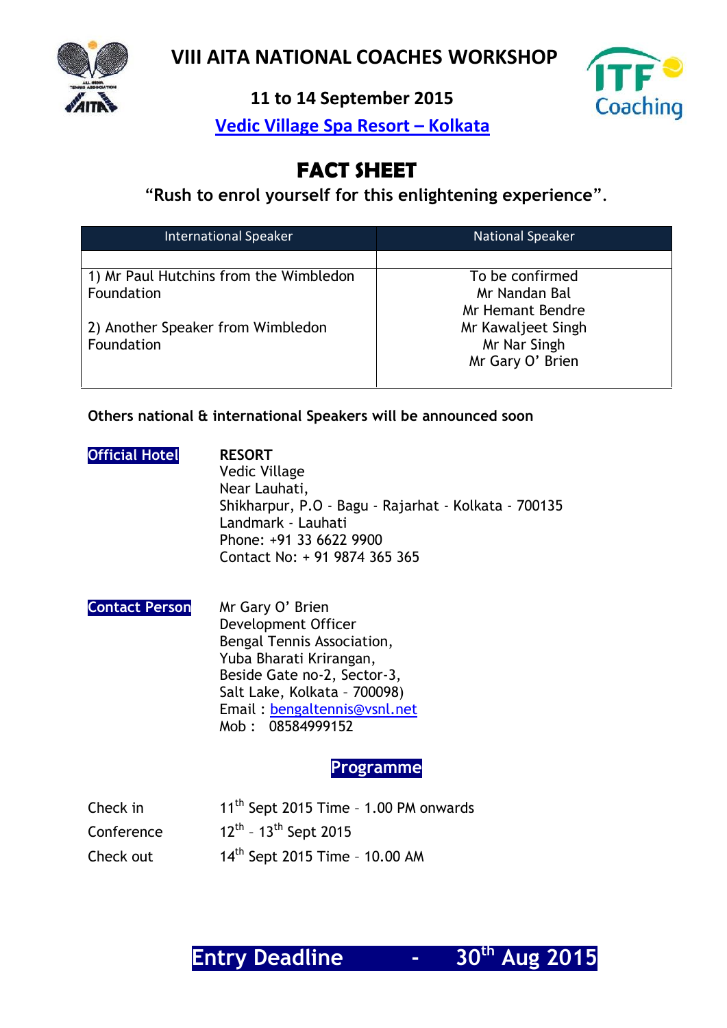# VIII AITA NATIONAL COACHES WORKSHOP

### 11 to 14 September 2015

**Vedic Village Spa Resort – Kolkata**

## FACT SHEET

**"Rush to enrol yourself for this enlightening experience".**

| International Speaker | National Speaker |
|---|---|
| 1) Mr Paul Hutchins from the Wimbledon Foundation<br><br>2) Another Speaker from Wimbledon Foundation | To be confirmed<br>Mr Nandan Bal<br>Mr Hemant Bendre<br>Mr Kawaljeet Singh<br>Mr Nar Singh<br>Mr Gary O' Brien |

**Others national & international Speakers will be announced soon**

**Official Hotel**

**RESORT**
Vedic Village
Near Lauhati,
Shikharpur, P.O - Bagu - Rajarhat - Kolkata - 700135
Landmark - Lauhati
Phone: +91 33 6622 9900
Contact No: + 91 9874 365 365

**Contact Person**

Mr Gary O' Brien
Development Officer
Bengal Tennis Association,
Yuba Bharati Krirangan,
Beside Gate no-2, Sector-3,
Salt Lake, Kolkata – 700098)
Email : bengaltennis@vsnl.net
Mob : 08584999152

**Programme**

| | |
|---|---|
| Check in | 11th Sept 2015 Time – 1.00 PM onwards |
| Conference | 12th – 13th Sept 2015 |
| Check out | 14th Sept 2015 Time – 10.00 AM |

**Entry Deadline - 30th Aug 2015**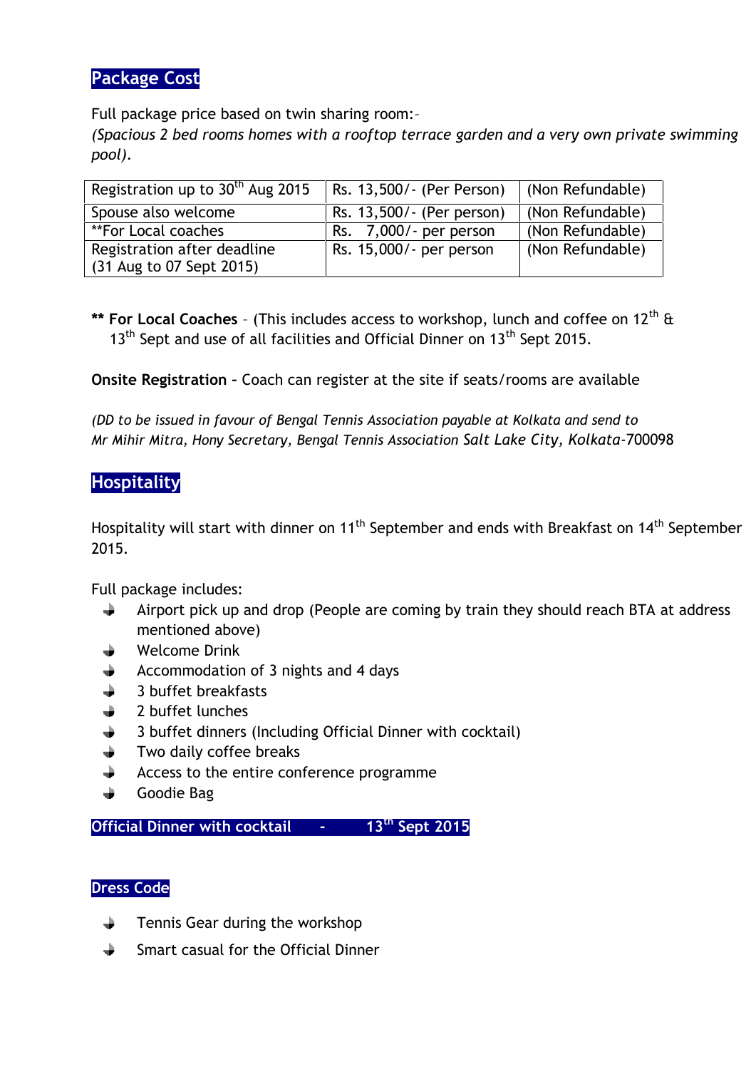## Package Cost

Full package price based on twin sharing room:-
*(Spacious 2 bed rooms homes with a rooftop terrace garden and a very own private swimming pool).*

| Registration up to 30th Aug 2015 | Rs. 13,500/- (Per Person) | (Non Refundable) |
|---|---|---|
| Spouse also welcome | Rs. 13,500/- (Per person) | (Non Refundable) |
| **For Local coaches | Rs. 7,000/- per person | (Non Refundable) |
| Registration after deadline (31 Aug to 07 Sept 2015) | Rs. 15,000/- per person | (Non Refundable) |

**\*\* For Local Coaches** – (This includes access to workshop, lunch and coffee on 12th & 13th Sept and use of all facilities and Official Dinner on 13th Sept 2015.

**Onsite Registration -** Coach can register at the site if seats/rooms are available

*(DD to be issued in favour of Bengal Tennis Association payable at Kolkata and send to Mr Mihir Mitra, Hony Secretary, Bengal Tennis Association Salt Lake City, Kolkata-700098*

## Hospitality

Hospitality will start with dinner on 11th September and ends with Breakfast on 14th September 2015.

Full package includes:

- Airport pick up and drop (People are coming by train they should reach BTA at address mentioned above)
- Welcome Drink
- Accommodation of 3 nights and 4 days
- 3 buffet breakfasts
- 2 buffet lunches
- 3 buffet dinners (Including Official Dinner with cocktail)
- Two daily coffee breaks
- Access to the entire conference programme
- Goodie Bag

**Official Dinner with cocktail - 13th Sept 2015**

## Dress Code

- Tennis Gear during the workshop
- Smart casual for the Official Dinner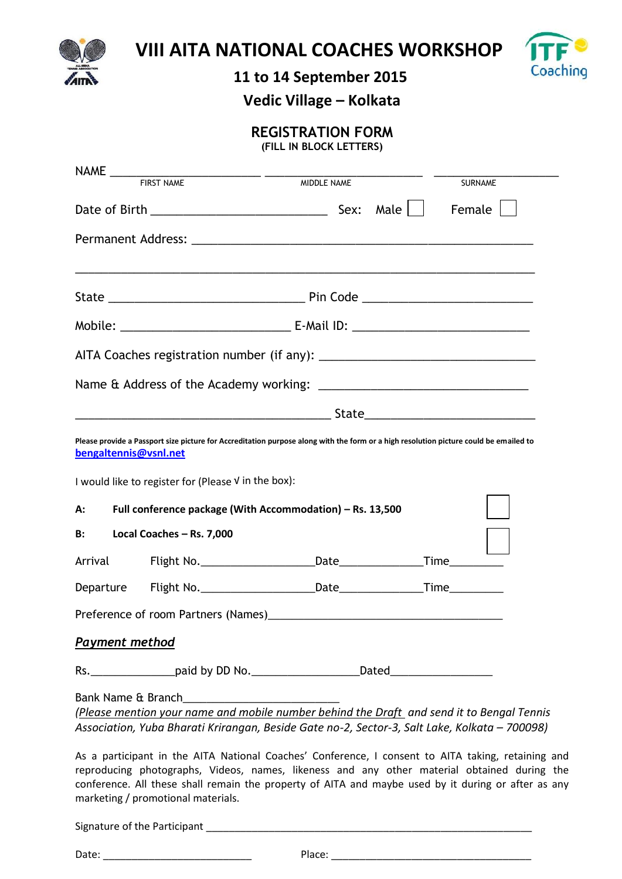# VIII AITA NATIONAL COACHES WORKSHOP

## 11 to 14 September 2015

## Vedic Village – Kolkata

### REGISTRATION FORM

**(FILL IN BLOCK LETTERS)**

NAME ________________________ ________________________ ____________________
FIRST NAME MIDDLE NAME SURNAME

Date of Birth ____________________________ Sex: Male ☐ Female ☐

Permanent Address: ______________________________________________________

______________________________________________________________________

State ______________________________ Pin Code ________________________

Mobile: __________________________ E-Mail ID: ___________________________

AITA Coaches registration number (if any): _______________________________

Name & Address of the Academy working: _____________________________

________________________________________ State________________________

**Please provide a Passport size picture for Accreditation purpose along with the form or a high resolution picture could be emailed to** bengaltennis@vsnl.net

I would like to register for (Please √ in the box):

**A: Full conference package (With Accommodation) – Rs. 13,500** ☐

**B: Local Coaches – Rs. 7,000** ☐

Arrival Flight No.__________________Date_____________Time_________

Departure Flight No.__________________Date_____________Time_________

Preference of room Partners (Names)_____________________________________

***Payment method***

Rs.______________paid by DD No.__________________Dated________________

Bank Name & Branch_________________________

*(Please mention your name and mobile number behind the Draft and send it to Bengal Tennis Association, Yuba Bharati Krirangan, Beside Gate no-2, Sector-3, Salt Lake, Kolkata – 700098)*

As a participant in the AITA National Coaches' Conference, I consent to AITA taking, retaining and reproducing photographs, Videos, names, likeness and any other material obtained during the conference. All these shall remain the property of AITA and maybe used by it during or after as any marketing / promotional materials.

Signature of the Participant ______________________________________________

Date: _________________________ Place: ___________________________________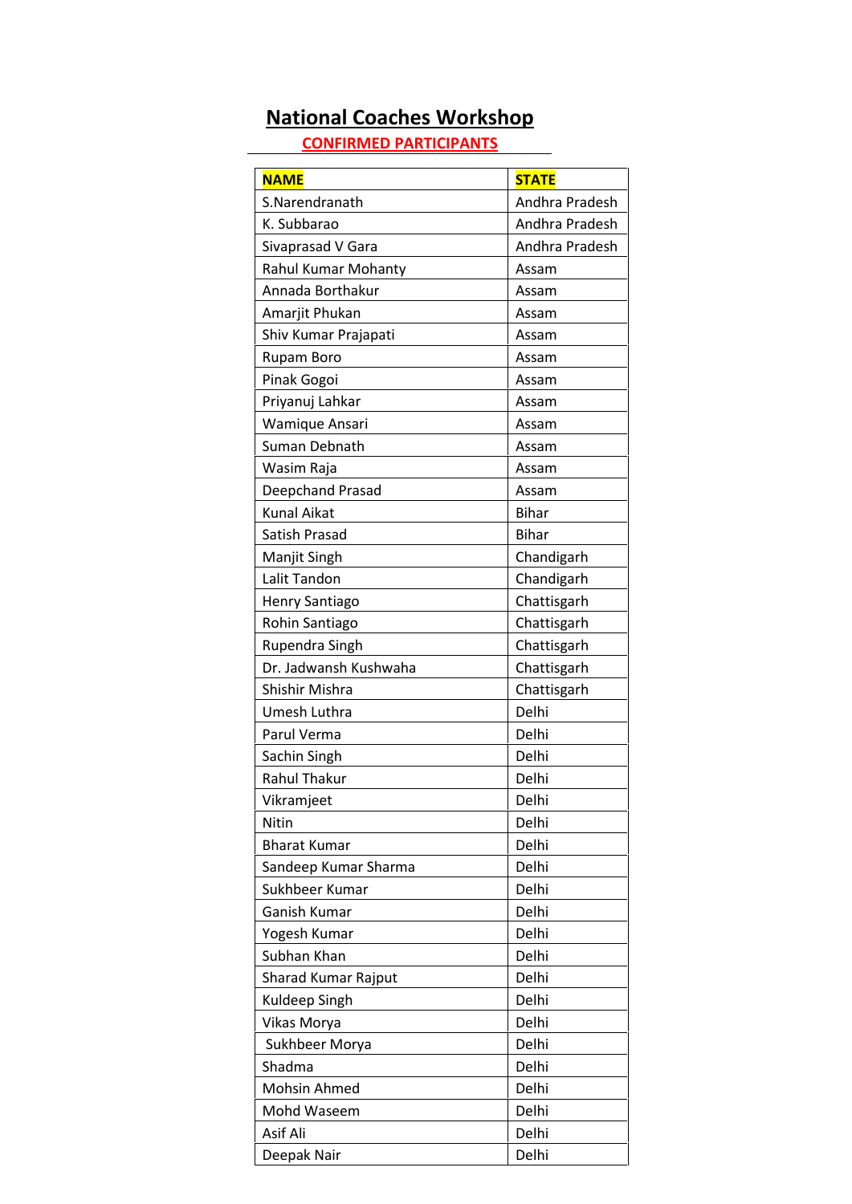# National Coaches Workshop

## CONFIRMED PARTICIPANTS

| NAME | STATE |
|---|---|
| S.Narendranath | Andhra Pradesh |
| K. Subbarao | Andhra Pradesh |
| Sivaprasad V Gara | Andhra Pradesh |
| Rahul Kumar Mohanty | Assam |
| Annada Borthakur | Assam |
| Amarjit Phukan | Assam |
| Shiv Kumar Prajapati | Assam |
| Rupam Boro | Assam |
| Pinak Gogoi | Assam |
| Priyanuj Lahkar | Assam |
| Wamique Ansari | Assam |
| Suman Debnath | Assam |
| Wasim Raja | Assam |
| Deepchand Prasad | Assam |
| Kunal Aikat | Bihar |
| Satish Prasad | Bihar |
| Manjit Singh | Chandigarh |
| Lalit Tandon | Chandigarh |
| Henry Santiago | Chattisgarh |
| Rohin Santiago | Chattisgarh |
| Rupendra Singh | Chattisgarh |
| Dr. Jadwansh Kushwaha | Chattisgarh |
| Shishir Mishra | Chattisgarh |
| Umesh Luthra | Delhi |
| Parul Verma | Delhi |
| Sachin Singh | Delhi |
| Rahul Thakur | Delhi |
| Vikramjeet | Delhi |
| Nitin | Delhi |
| Bharat Kumar | Delhi |
| Sandeep Kumar Sharma | Delhi |
| Sukhbeer Kumar | Delhi |
| Ganish Kumar | Delhi |
| Yogesh Kumar | Delhi |
| Subhan Khan | Delhi |
| Sharad Kumar Rajput | Delhi |
| Kuldeep Singh | Delhi |
| Vikas Morya | Delhi |
| Sukhbeer Morya | Delhi |
| Shadma | Delhi |
| Mohsin Ahmed | Delhi |
| Mohd Waseem | Delhi |
| Asif Ali | Delhi |
| Deepak Nair | Delhi |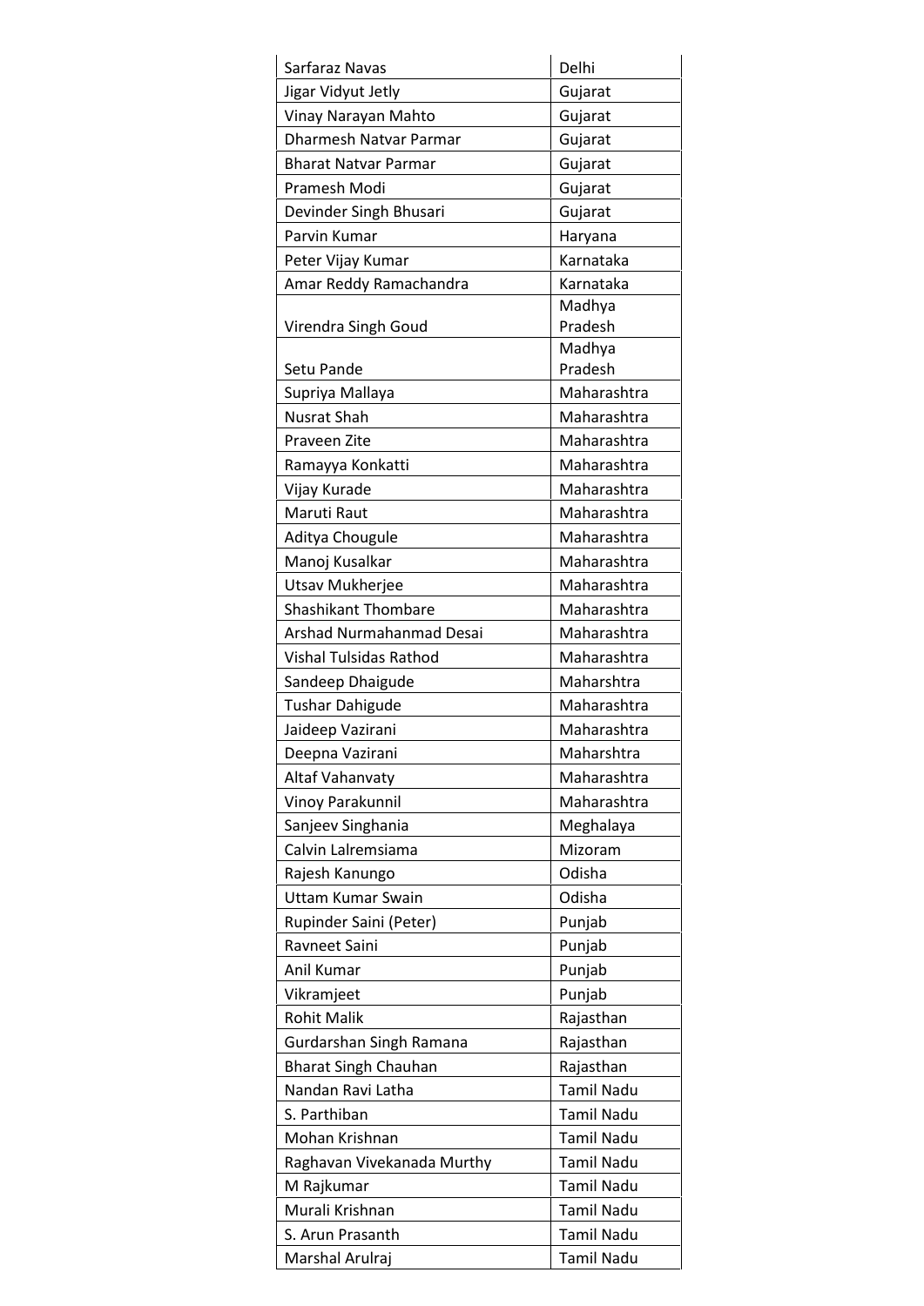| | |
|---|---|
| Sarfaraz Navas | Delhi |
| Jigar Vidyut Jetly | Gujarat |
| Vinay Narayan Mahto | Gujarat |
| Dharmesh Natvar Parmar | Gujarat |
| Bharat Natvar Parmar | Gujarat |
| Pramesh Modi | Gujarat |
| Devinder Singh Bhusari | Gujarat |
| Parvin Kumar | Haryana |
| Peter Vijay Kumar | Karnataka |
| Amar Reddy Ramachandra | Karnataka |
| Virendra Singh Goud | Madhya Pradesh |
| Setu Pande | Madhya Pradesh |
| Supriya Mallaya | Maharashtra |
| Nusrat Shah | Maharashtra |
| Praveen Zite | Maharashtra |
| Ramayya Konkatti | Maharashtra |
| Vijay Kurade | Maharashtra |
| Maruti Raut | Maharashtra |
| Aditya Chougule | Maharashtra |
| Manoj Kusalkar | Maharashtra |
| Utsav Mukherjee | Maharashtra |
| Shashikant Thombare | Maharashtra |
| Arshad Nurmahanmad Desai | Maharashtra |
| Vishal Tulsidas Rathod | Maharashtra |
| Sandeep Dhaigude | Maharshtra |
| Tushar Dahigude | Maharashtra |
| Jaideep Vazirani | Maharashtra |
| Deepna Vazirani | Maharshtra |
| Altaf Vahanvaty | Maharashtra |
| Vinoy Parakunnil | Maharashtra |
| Sanjeev Singhania | Meghalaya |
| Calvin Lalremsiama | Mizoram |
| Rajesh Kanungo | Odisha |
| Uttam Kumar Swain | Odisha |
| Rupinder Saini (Peter) | Punjab |
| Ravneet Saini | Punjab |
| Anil Kumar | Punjab |
| Vikramjeet | Punjab |
| Rohit Malik | Rajasthan |
| Gurdarshan Singh Ramana | Rajasthan |
| Bharat Singh Chauhan | Rajasthan |
| Nandan Ravi Latha | Tamil Nadu |
| S. Parthiban | Tamil Nadu |
| Mohan Krishnan | Tamil Nadu |
| Raghavan Vivekanada Murthy | Tamil Nadu |
| M Rajkumar | Tamil Nadu |
| Murali Krishnan | Tamil Nadu |
| S. Arun Prasanth | Tamil Nadu |
| Marshal Arulraj | Tamil Nadu |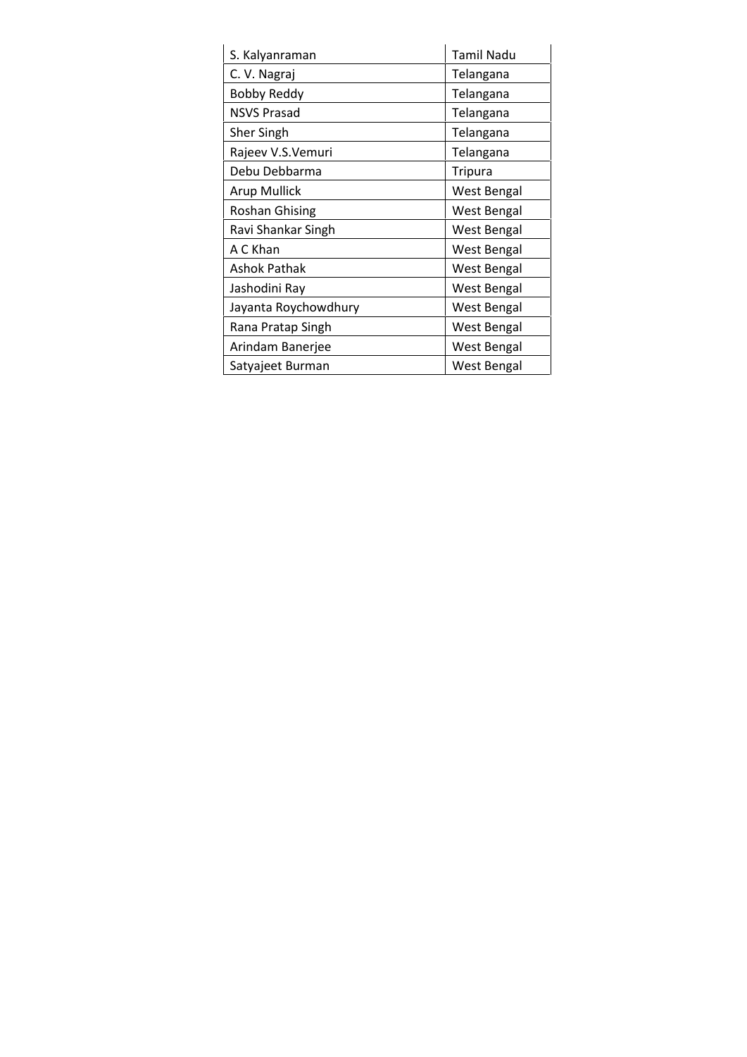| | |
|---|---|
| S. Kalyanraman | Tamil Nadu |
| C. V. Nagraj | Telangana |
| Bobby Reddy | Telangana |
| NSVS Prasad | Telangana |
| Sher Singh | Telangana |
| Rajeev V.S.Vemuri | Telangana |
| Debu Debbarma | Tripura |
| Arup Mullick | West Bengal |
| Roshan Ghising | West Bengal |
| Ravi Shankar Singh | West Bengal |
| A C Khan | West Bengal |
| Ashok Pathak | West Bengal |
| Jashodini Ray | West Bengal |
| Jayanta Roychowdhury | West Bengal |
| Rana Pratap Singh | West Bengal |
| Arindam Banerjee | West Bengal |
| Satyajeet Burman | West Bengal |